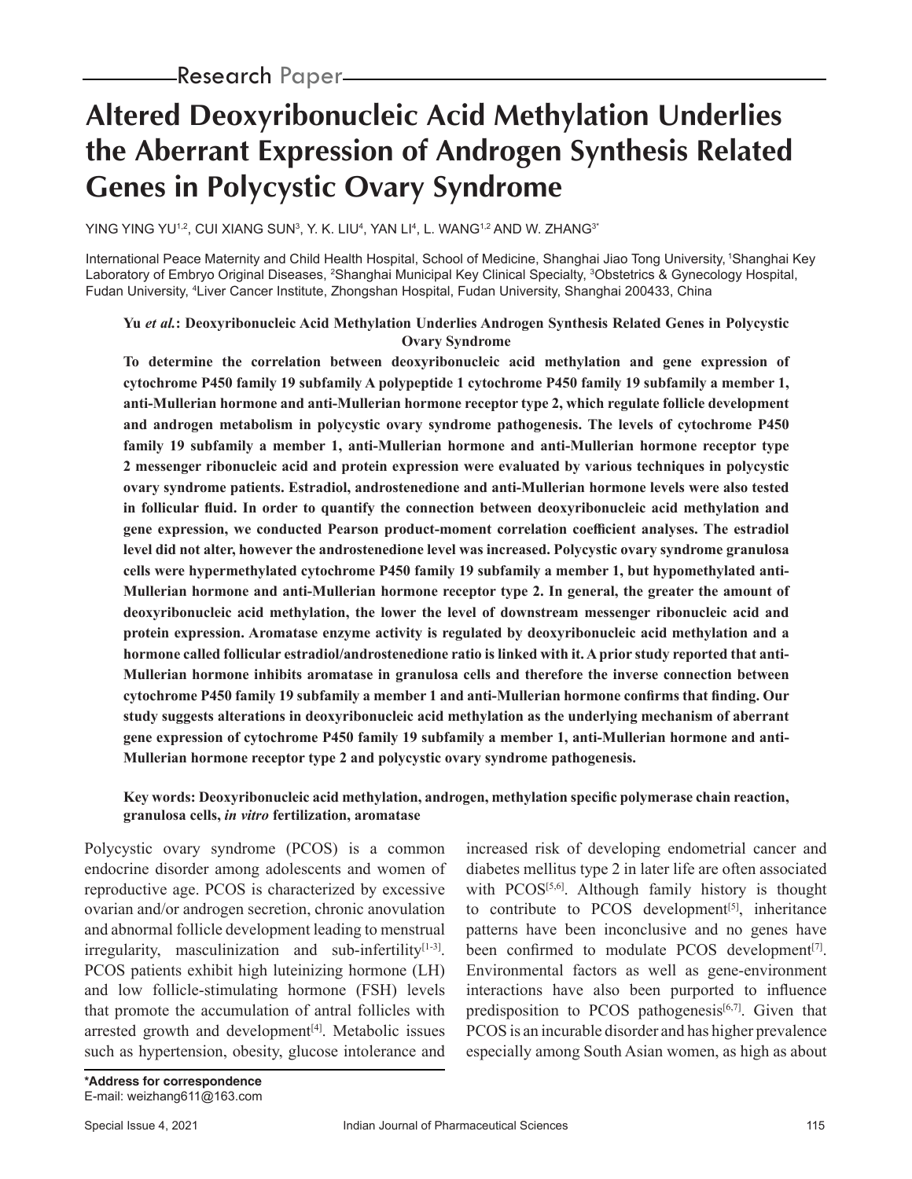Research Paper

# Altered Deoxyribonucleic Acid Methylation Underlies the Aberrant Expression of Androgen Synthesis Related Genes in Polycystic Ovary Syndrome

YING YING YU[1,2], CUI XIANG SUN[3], Y. K. LIU[4], YAN LI[4], L. WANG[1,2] AND W. ZHANG[3*]

International Peace Maternity and Child Health Hospital, School of Medicine, Shanghai Jiao Tong University, [1]Shanghai Key Laboratory of Embryo Original Diseases, [2]Shanghai Municipal Key Clinical Specialty, [3]Obstetrics & Gynecology Hospital, Fudan University, [4]Liver Cancer Institute, Zhongshan Hospital, Fudan University, Shanghai 200433, China

**Yu *et al.*: Deoxyribonucleic Acid Methylation Underlies Androgen Synthesis Related Genes in Polycystic Ovary Syndrome**

**To determine the correlation between deoxyribonucleic acid methylation and gene expression of cytochrome P450 family 19 subfamily A polypeptide 1 cytochrome P450 family 19 subfamily a member 1, anti-Mullerian hormone and anti-Mullerian hormone receptor type 2, which regulate follicle development and androgen metabolism in polycystic ovary syndrome pathogenesis. The levels of cytochrome P450 family 19 subfamily a member 1, anti-Mullerian hormone and anti-Mullerian hormone receptor type 2 messenger ribonucleic acid and protein expression were evaluated by various techniques in polycystic ovary syndrome patients. Estradiol, androstenedione and anti-Mullerian hormone levels were also tested in follicular fluid. In order to quantify the connection between deoxyribonucleic acid methylation and gene expression, we conducted Pearson product-moment correlation coefficient analyses. The estradiol level did not alter, however the androstenedione level was increased. Polycystic ovary syndrome granulosa cells were hypermethylated cytochrome P450 family 19 subfamily a member 1, but hypomethylated anti-Mullerian hormone and anti-Mullerian hormone receptor type 2. In general, the greater the amount of deoxyribonucleic acid methylation, the lower the level of downstream messenger ribonucleic acid and protein expression. Aromatase enzyme activity is regulated by deoxyribonucleic acid methylation and a hormone called follicular estradiol/androstenedione ratio is linked with it. A prior study reported that anti-Mullerian hormone inhibits aromatase in granulosa cells and therefore the inverse connection between cytochrome P450 family 19 subfamily a member 1 and anti-Mullerian hormone confirms that finding. Our study suggests alterations in deoxyribonucleic acid methylation as the underlying mechanism of aberrant gene expression of cytochrome P450 family 19 subfamily a member 1, anti-Mullerian hormone and anti-Mullerian hormone receptor type 2 and polycystic ovary syndrome pathogenesis.**

**Key words: Deoxyribonucleic acid methylation, androgen, methylation specific polymerase chain reaction, granulosa cells, *in vitro* fertilization, aromatase**

Polycystic ovary syndrome (PCOS) is a common endocrine disorder among adolescents and women of reproductive age. PCOS is characterized by excessive ovarian and/or androgen secretion, chronic anovulation and abnormal follicle development leading to menstrual irregularity, masculinization and sub-infertility[1-3]. PCOS patients exhibit high luteinizing hormone (LH) and low follicle-stimulating hormone (FSH) levels that promote the accumulation of antral follicles with arrested growth and development[4]. Metabolic issues such as hypertension, obesity, glucose intolerance and increased risk of developing endometrial cancer and diabetes mellitus type 2 in later life are often associated with PCOS[5,6]. Although family history is thought to contribute to PCOS development[5], inheritance patterns have been inconclusive and no genes have been confirmed to modulate PCOS development[7]. Environmental factors as well as gene-environment interactions have also been purported to influence predisposition to PCOS pathogenesis[6,7]. Given that PCOS is an incurable disorder and has higher prevalence especially among South Asian women, as high as about

**\*Address for correspondence**
E-mail: weizhang611@163.com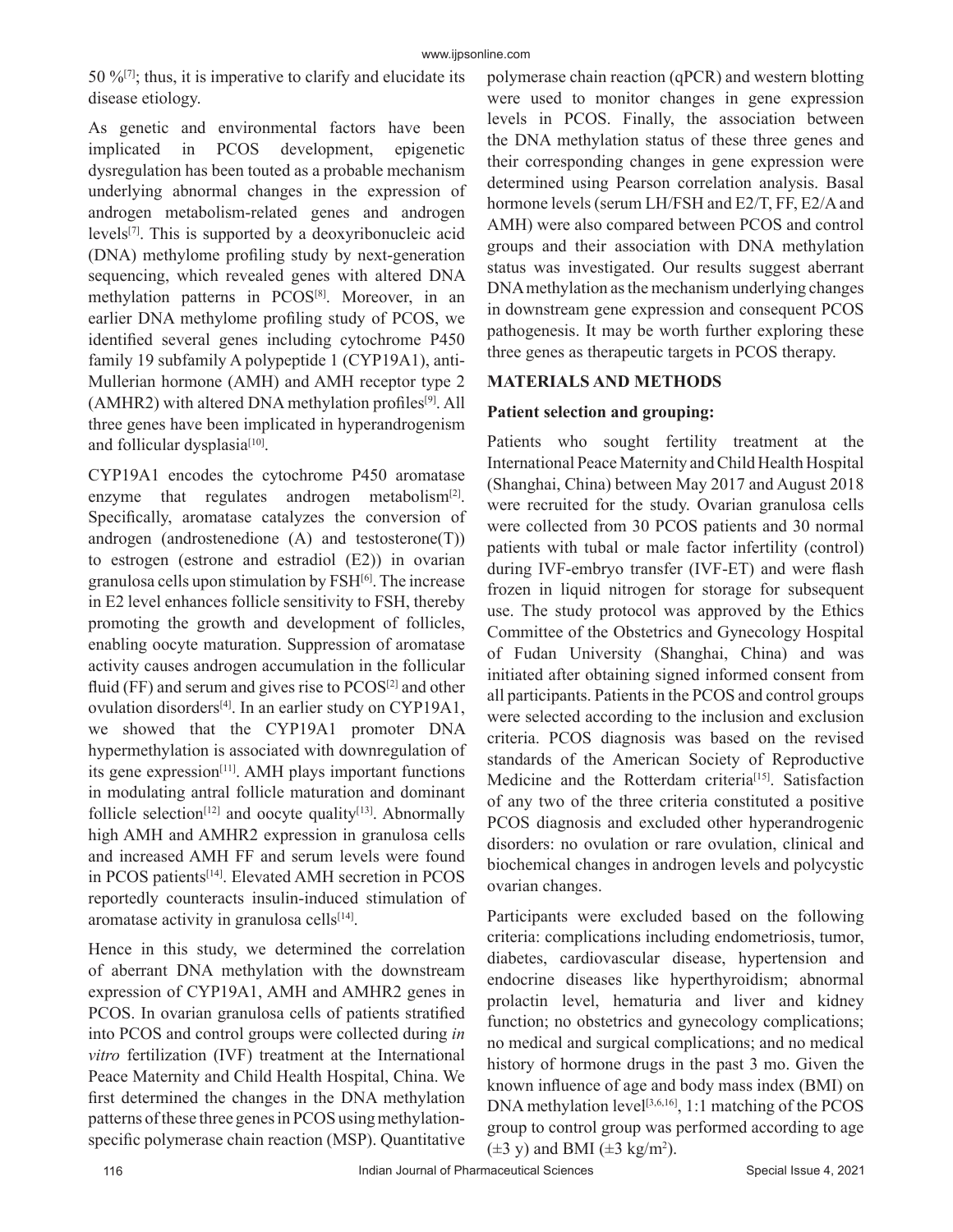50 %[7]; thus, it is imperative to clarify and elucidate its disease etiology.

As genetic and environmental factors have been implicated in PCOS development, epigenetic dysregulation has been touted as a probable mechanism underlying abnormal changes in the expression of androgen metabolism-related genes and androgen levels[7]. This is supported by a deoxyribonucleic acid (DNA) methylome profiling study by next-generation sequencing, which revealed genes with altered DNA methylation patterns in PCOS[8]. Moreover, in an earlier DNA methylome profiling study of PCOS, we identified several genes including cytochrome P450 family 19 subfamily A polypeptide 1 (CYP19A1), anti-Mullerian hormone (AMH) and AMH receptor type 2 (AMHR2) with altered DNA methylation profiles[9]. All three genes have been implicated in hyperandrogenism and follicular dysplasia[10].

CYP19A1 encodes the cytochrome P450 aromatase enzyme that regulates androgen metabolism[2]. Specifically, aromatase catalyzes the conversion of androgen (androstenedione (A) and testosterone(T)) to estrogen (estrone and estradiol (E2)) in ovarian granulosa cells upon stimulation by FSH[6]. The increase in E2 level enhances follicle sensitivity to FSH, thereby promoting the growth and development of follicles, enabling oocyte maturation. Suppression of aromatase activity causes androgen accumulation in the follicular fluid (FF) and serum and gives rise to PCOS[2] and other ovulation disorders[4]. In an earlier study on CYP19A1, we showed that the CYP19A1 promoter DNA hypermethylation is associated with downregulation of its gene expression[11]. AMH plays important functions in modulating antral follicle maturation and dominant follicle selection[12] and oocyte quality[13]. Abnormally high AMH and AMHR2 expression in granulosa cells and increased AMH FF and serum levels were found in PCOS patients[14]. Elevated AMH secretion in PCOS reportedly counteracts insulin-induced stimulation of aromatase activity in granulosa cells[14].

Hence in this study, we determined the correlation of aberrant DNA methylation with the downstream expression of CYP19A1, AMH and AMHR2 genes in PCOS. In ovarian granulosa cells of patients stratified into PCOS and control groups were collected during *in vitro* fertilization (IVF) treatment at the International Peace Maternity and Child Health Hospital, China. We first determined the changes in the DNA methylation patterns of these three genes in PCOS using methylation-specific polymerase chain reaction (MSP). Quantitative polymerase chain reaction (qPCR) and western blotting were used to monitor changes in gene expression levels in PCOS. Finally, the association between the DNA methylation status of these three genes and their corresponding changes in gene expression were determined using Pearson correlation analysis. Basal hormone levels (serum LH/FSH and E2/T, FF, E2/A and AMH) were also compared between PCOS and control groups and their association with DNA methylation status was investigated. Our results suggest aberrant DNA methylation as the mechanism underlying changes in downstream gene expression and consequent PCOS pathogenesis. It may be worth further exploring these three genes as therapeutic targets in PCOS therapy.

## MATERIALS AND METHODS

### Patient selection and grouping:

Patients who sought fertility treatment at the International Peace Maternity and Child Health Hospital (Shanghai, China) between May 2017 and August 2018 were recruited for the study. Ovarian granulosa cells were collected from 30 PCOS patients and 30 normal patients with tubal or male factor infertility (control) during IVF-embryo transfer (IVF-ET) and were flash frozen in liquid nitrogen for storage for subsequent use. The study protocol was approved by the Ethics Committee of the Obstetrics and Gynecology Hospital of Fudan University (Shanghai, China) and was initiated after obtaining signed informed consent from all participants. Patients in the PCOS and control groups were selected according to the inclusion and exclusion criteria. PCOS diagnosis was based on the revised standards of the American Society of Reproductive Medicine and the Rotterdam criteria[15]. Satisfaction of any two of the three criteria constituted a positive PCOS diagnosis and excluded other hyperandrogenic disorders: no ovulation or rare ovulation, clinical and biochemical changes in androgen levels and polycystic ovarian changes.

Participants were excluded based on the following criteria: complications including endometriosis, tumor, diabetes, cardiovascular disease, hypertension and endocrine diseases like hyperthyroidism; abnormal prolactin level, hematuria and liver and kidney function; no obstetrics and gynecology complications; no medical and surgical complications; and no medical history of hormone drugs in the past 3 mo. Given the known influence of age and body mass index (BMI) on DNA methylation level[3,6,16], 1:1 matching of the PCOS group to control group was performed according to age (±3 y) and BMI (±3 kg/m$^2$).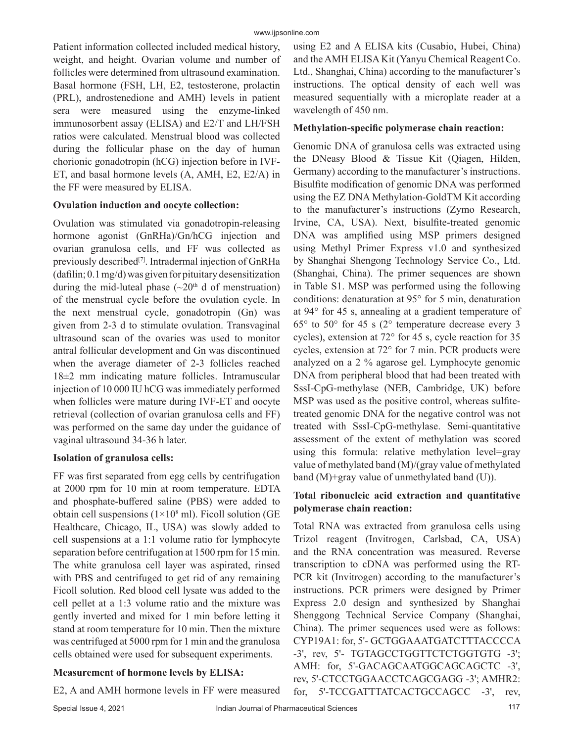Patient information collected included medical history, weight, and height. Ovarian volume and number of follicles were determined from ultrasound examination. Basal hormone (FSH, LH, E2, testosterone, prolactin (PRL), androstenedione and AMH) levels in patient sera were measured using the enzyme-linked immunosorbent assay (ELISA) and E2/T and LH/FSH ratios were calculated. Menstrual blood was collected during the follicular phase on the day of human chorionic gonadotropin (hCG) injection before in IVF-ET, and basal hormone levels (A, AMH, E2, E2/A) in the FF were measured by ELISA.

**Ovulation induction and oocyte collection:**

Ovulation was stimulated via gonadotropin-releasing hormone agonist (GnRHa)/Gn/hCG injection and ovarian granulosa cells, and FF was collected as previously described[7]. Intradermal injection of GnRHa (dafilin; 0.1 mg/d) was given for pituitary desensitization during the mid-luteal phase (~20th d of menstruation) of the menstrual cycle before the ovulation cycle. In the next menstrual cycle, gonadotropin (Gn) was given from 2-3 d to stimulate ovulation. Transvaginal ultrasound scan of the ovaries was used to monitor antral follicular development and Gn was discontinued when the average diameter of 2-3 follicles reached 18±2 mm indicating mature follicles. Intramuscular injection of 10 000 IU hCG was immediately performed when follicles were mature during IVF-ET and oocyte retrieval (collection of ovarian granulosa cells and FF) was performed on the same day under the guidance of vaginal ultrasound 34-36 h later.

**Isolation of granulosa cells:**

FF was first separated from egg cells by centrifugation at 2000 rpm for 10 min at room temperature. EDTA and phosphate-buffered saline (PBS) were added to obtain cell suspensions ($1\times10^8$ ml). Ficoll solution (GE Healthcare, Chicago, IL, USA) was slowly added to cell suspensions at a 1:1 volume ratio for lymphocyte separation before centrifugation at 1500 rpm for 15 min. The white granulosa cell layer was aspirated, rinsed with PBS and centrifuged to get rid of any remaining Ficoll solution. Red blood cell lysate was added to the cell pellet at a 1:3 volume ratio and the mixture was gently inverted and mixed for 1 min before letting it stand at room temperature for 10 min. Then the mixture was centrifuged at 5000 rpm for 1 min and the granulosa cells obtained were used for subsequent experiments.

**Measurement of hormone levels by ELISA:**

E2, A and AMH hormone levels in FF were measured using E2 and A ELISA kits (Cusabio, Hubei, China) and the AMH ELISA Kit (Yanyu Chemical Reagent Co. Ltd., Shanghai, China) according to the manufacturer's instructions. The optical density of each well was measured sequentially with a microplate reader at a wavelength of 450 nm.

**Methylation-specific polymerase chain reaction:**

Genomic DNA of granulosa cells was extracted using the DNeasy Blood & Tissue Kit (Qiagen, Hilden, Germany) according to the manufacturer's instructions. Bisulfite modification of genomic DNA was performed using the EZ DNA Methylation-GoldTM Kit according to the manufacturer's instructions (Zymo Research, Irvine, CA, USA). Next, bisulfite-treated genomic DNA was amplified using MSP primers designed using Methyl Primer Express v1.0 and synthesized by Shanghai Shengong Technology Service Co., Ltd. (Shanghai, China). The primer sequences are shown in Table S1. MSP was performed using the following conditions: denaturation at 95° for 5 min, denaturation at 94° for 45 s, annealing at a gradient temperature of 65° to 50° for 45 s (2° temperature decrease every 3 cycles), extension at 72° for 45 s, cycle reaction for 35 cycles, extension at 72° for 7 min. PCR products were analyzed on a 2 % agarose gel. Lymphocyte genomic DNA from peripheral blood that had been treated with SssI-CpG-methylase (NEB, Cambridge, UK) before MSP was used as the positive control, whereas sulfite-treated genomic DNA for the negative control was not treated with SssI-CpG-methylase. Semi-quantitative assessment of the extent of methylation was scored using this formula: relative methylation level=gray value of methylated band (M)/(gray value of methylated band (M)+gray value of unmethylated band (U)).

**Total ribonucleic acid extraction and quantitative polymerase chain reaction:**

Total RNA was extracted from granulosa cells using Trizol reagent (Invitrogen, Carlsbad, CA, USA) and the RNA concentration was measured. Reverse transcription to cDNA was performed using the RT-PCR kit (Invitrogen) according to the manufacturer's instructions. PCR primers were designed by Primer Express 2.0 design and synthesized by Shanghai Shenggong Technical Service Company (Shanghai, China). The primer sequences used were as follows: CYP19A1: for, 5'- GCTGGAAATGATCTTTACCCCA -3', rev, 5'- TGTAGCCTGGTTCTCTGGTGTG -3'; AMH: for, 5'-GACAGCAATGGCAGCAGCTC -3', rev, 5'-CTCCTGGAACCTCAGCGAGG -3'; AMHR2: for, 5'-TCCGATTTATCACTGCCAGCC -3', rev,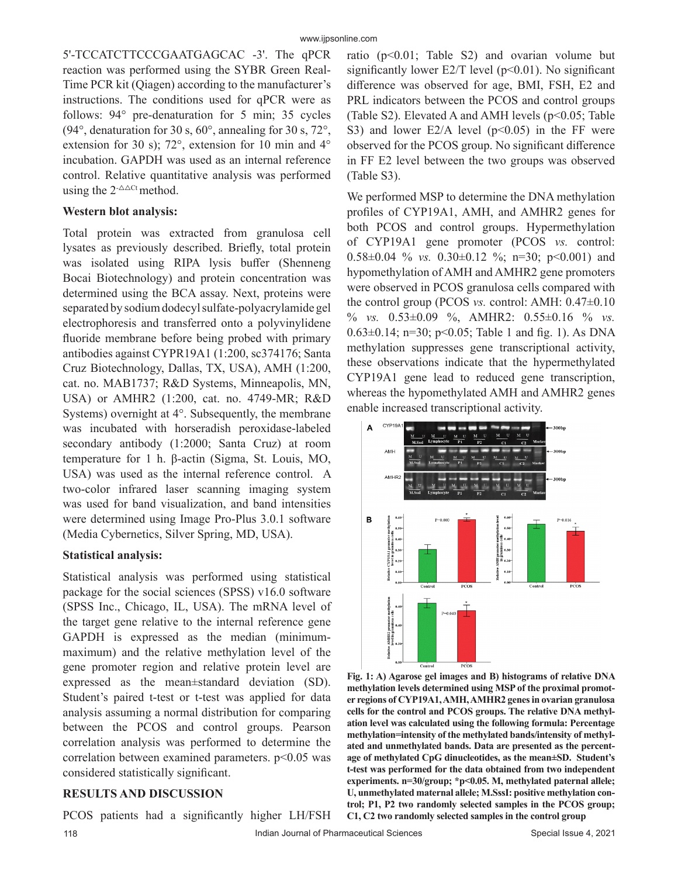5'-TCCATCTTCCCGAATGAGCAC -3'. The qPCR reaction was performed using the SYBR Green Real-Time PCR kit (Qiagen) according to the manufacturer's instructions. The conditions used for qPCR were as follows: 94° pre-denaturation for 5 min; 35 cycles (94°, denaturation for 30 s, 60°, annealing for 30 s, 72°, extension for 30 s); 72°, extension for 10 min and 4° incubation. GAPDH was used as an internal reference control. Relative quantitative analysis was performed using the $2^{-\triangle\triangle Ct}$ method.

### Western blot analysis:

Total protein was extracted from granulosa cell lysates as previously described. Briefly, total protein was isolated using RIPA lysis buffer (Shenneng Bocai Biotechnology) and protein concentration was determined using the BCA assay. Next, proteins were separated by sodium dodecyl sulfate-polyacrylamide gel electrophoresis and transferred onto a polyvinylidene fluoride membrane before being probed with primary antibodies against CYPR19A1 (1:200, sc374176; Santa Cruz Biotechnology, Dallas, TX, USA), AMH (1:200, cat. no. MAB1737; R&D Systems, Minneapolis, MN, USA) or AMHR2 (1:200, cat. no. 4749-MR; R&D Systems) overnight at 4°. Subsequently, the membrane was incubated with horseradish peroxidase-labeled secondary antibody (1:2000; Santa Cruz) at room temperature for 1 h. β-actin (Sigma, St. Louis, MO, USA) was used as the internal reference control. A two-color infrared laser scanning imaging system was used for band visualization, and band intensities were determined using Image Pro-Plus 3.0.1 software (Media Cybernetics, Silver Spring, MD, USA).

### Statistical analysis:

Statistical analysis was performed using statistical package for the social sciences (SPSS) v16.0 software (SPSS Inc., Chicago, IL, USA). The mRNA level of the target gene relative to the internal reference gene GAPDH is expressed as the median (minimum-maximum) and the relative methylation level of the gene promoter region and relative protein level are expressed as the mean±standard deviation (SD). Student's paired t-test or t-test was applied for data analysis assuming a normal distribution for comparing between the PCOS and control groups. Pearson correlation analysis was performed to determine the correlation between examined parameters. $p<0.05$ was considered statistically significant.

## RESULTS AND DISCUSSION

PCOS patients had a significantly higher LH/FSH ratio ($p<0.01$; Table S2) and ovarian volume but significantly lower E2/T level ($p<0.01$). No significant difference was observed for age, BMI, FSH, E2 and PRL indicators between the PCOS and control groups (Table S2). Elevated A and AMH levels ($p<0.05$; Table S3) and lower E2/A level ($p<0.05$) in the FF were observed for the PCOS group. No significant difference in FF E2 level between the two groups was observed (Table S3).

We performed MSP to determine the DNA methylation profiles of CYP19A1, AMH, and AMHR2 genes for both PCOS and control groups. Hypermethylation of CYP19A1 gene promoter (PCOS *vs.* control: 0.58±0.04 % *vs.* 0.30±0.12 %; n=30; $p<0.001$) and hypomethylation of AMH and AMHR2 gene promoters were observed in PCOS granulosa cells compared with the control group (PCOS *vs.* control: AMH: 0.47±0.10 % *vs.* 0.53±0.09 %, AMHR2: 0.55±0.16 % *vs.* 0.63±0.14; n=30; $p<0.05$; Table 1 and fig. 1). As DNA methylation suppresses gene transcriptional activity, these observations indicate that the hypermethylated CYP19A1 gene lead to reduced gene transcription, whereas the hypomethylated AMH and AMHR2 genes enable increased transcriptional activity.

**Fig. 1: A) Agarose gel images and B) histograms of relative DNA methylation levels determined using MSP of the proximal promoter regions of CYP19A1, AMH, AMHR2 genes in ovarian granulosa cells for the control and PCOS groups. The relative DNA methylation level was calculated using the following formula: Percentage methylation=intensity of the methylated bands/intensity of methylated and unmethylated bands. Data are presented as the percentage of methylated CpG dinucleotides, as the mean±SD. Student's t-test was performed for the data obtained from two independent experiments. n=30/group; *p<0.05. M, methylated paternal allele; U, unmethylated maternal allele; M.SssI: positive methylation control; P1, P2 two randomly selected samples in the PCOS group; C1, C2 two randomly selected samples in the control group**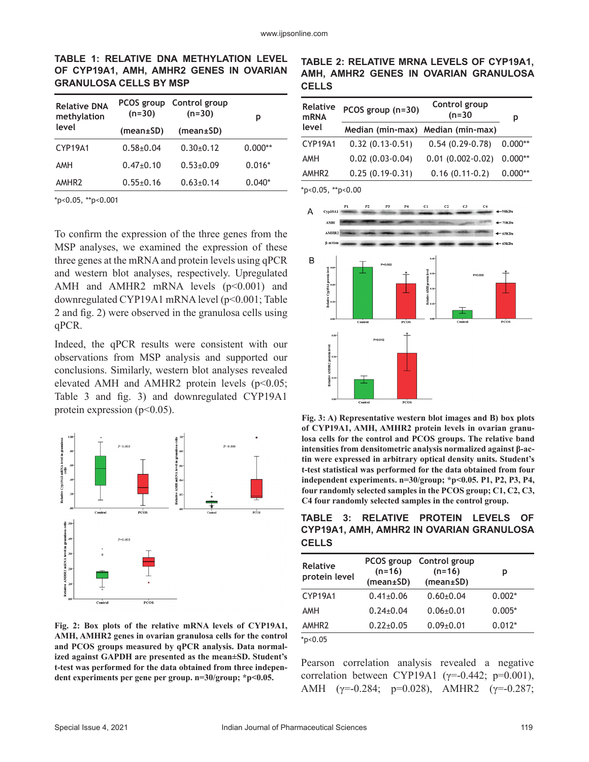**TABLE 1: RELATIVE DNA METHYLATION LEVEL OF CYP19A1, AMH, AMHR2 GENES IN OVARIAN GRANULOSA CELLS BY MSP**

| Relative DNA methylation level | PCOS group (n=30) | Control group (n=30) | p |
|---|---|---|---|
| | (mean±SD) | (mean±SD) | |
| CYP19A1 | 0.58±0.04 | 0.30±0.12 | 0.000** |
| AMH | 0.47±0.10 | 0.53±0.09 | 0.016* |
| AMHR2 | 0.55±0.16 | 0.63±0.14 | 0.040* |

*p<0.05, **p<0.001

To confirm the expression of the three genes from the MSP analyses, we examined the expression of these three genes at the mRNA and protein levels using qPCR and western blot analyses, respectively. Upregulated AMH and AMHR2 mRNA levels (p<0.001) and downregulated CYP19A1 mRNA level (p<0.001; Table 2 and fig. 2) were observed in the granulosa cells using qPCR.

Indeed, the qPCR results were consistent with our observations from MSP analysis and supported our conclusions. Similarly, western blot analyses revealed elevated AMH and AMHR2 protein levels (p<0.05; Table 3 and fig. 3) and downregulated CYP19A1 protein expression (p<0.05).

Fig. 2: Box plots of the relative mRNA levels of CYP19A1, AMH, AMHR2 genes in ovarian granulosa cells for the control and PCOS groups measured by qPCR analysis. Data normalized against GAPDH are presented as the mean±SD. Student's t-test was performed for the data obtained from three independent experiments per gene per group. n=30/group; *p<0.05.

**TABLE 2: RELATIVE MRNA LEVELS OF CYP19A1, AMH, AMHR2 GENES IN OVARIAN GRANULOSA CELLS**

| Relative mRNA level | PCOS group (n=30) | Control group (n=30 | p |
|---|---|---|---|
| | Median (min-max) | Median (min-max) | |
| CYP19A1 | 0.32 (0.13-0.51) | 0.54 (0.29-0.78) | 0.000** |
| AMH | 0.02 (0.03-0.04) | 0.01 (0.002-0.02) | 0.000** |
| AMHR2 | 0.25 (0.19-0.31) | 0.16 (0.11-0.2) | 0.000** |

*p<0.05, **p<0.00

Fig. 3: A) Representative western blot images and B) box plots of CYP19A1, AMH, AMHR2 protein levels in ovarian granulosa cells for the control and PCOS groups. The relative band intensities from densitometric analysis normalized against β-actin were expressed in arbitrary optical density units. Student's t-test statistical was performed for the data obtained from four independent experiments. n=30/group; *p<0.05. P1, P2, P3, P4, four randomly selected samples in the PCOS group; C1, C2, C3, C4 four randomly selected samples in the control group.

**TABLE 3: RELATIVE PROTEIN LEVELS OF CYP19A1, AMH, AMHR2 IN OVARIAN GRANULOSA CELLS**

| Relative protein level | PCOS group (n=16) (mean±SD) | Control group (n=16) (mean±SD) | p |
|---|---|---|---|
| CYP19A1 | 0.41±0.06 | 0.60±0.04 | 0.002* |
| AMH | 0.24±0.04 | 0.06±0.01 | 0.005* |
| AMHR2 | 0.22±0.05 | 0.09±0.01 | 0.012* |

*p<0.05

Pearson correlation analysis revealed a negative correlation between CYP19A1 (γ=-0.442; p=0.001), AMH (γ=-0.284; p=0.028), AMHR2 (γ=-0.287;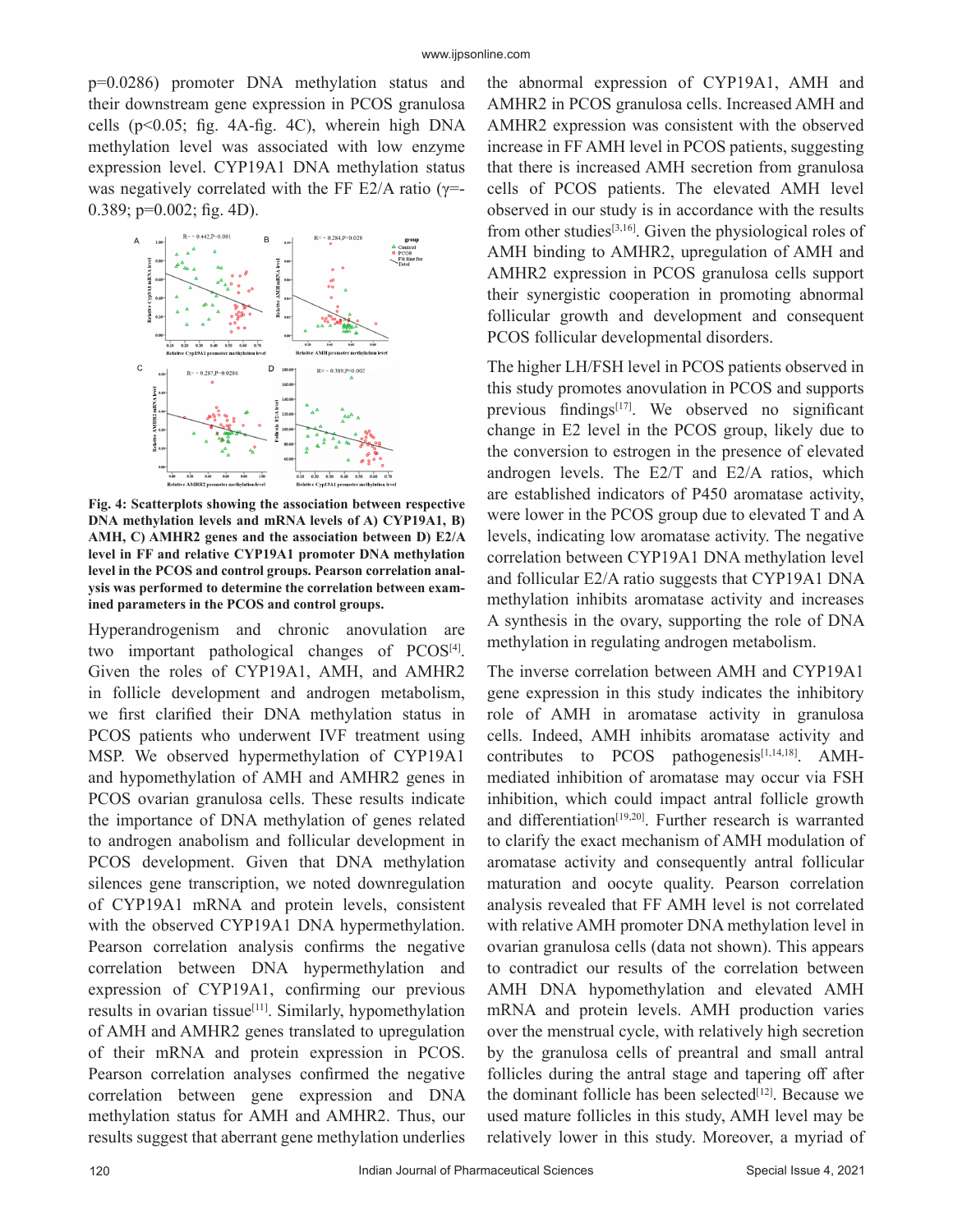p=0.0286) promoter DNA methylation status and their downstream gene expression in PCOS granulosa cells ($p<0.05$; fig. 4A-fig. 4C), wherein high DNA methylation level was associated with low enzyme expression level. CYP19A1 DNA methylation status was negatively correlated with the FF E2/A ratio ($\gamma$=-0.389; p=0.002; fig. 4D).

**Fig. 4: Scatterplots showing the association between respective DNA methylation levels and mRNA levels of A) CYP19A1, B) AMH, C) AMHR2 genes and the association between D) E2/A level in FF and relative CYP19A1 promoter DNA methylation level in the PCOS and control groups. Pearson correlation analysis was performed to determine the correlation between examined parameters in the PCOS and control groups.**

Hyperandrogenism and chronic anovulation are two important pathological changes of PCOS[4]. Given the roles of CYP19A1, AMH, and AMHR2 in follicle development and androgen metabolism, we first clarified their DNA methylation status in PCOS patients who underwent IVF treatment using MSP. We observed hypermethylation of CYP19A1 and hypomethylation of AMH and AMHR2 genes in PCOS ovarian granulosa cells. These results indicate the importance of DNA methylation of genes related to androgen anabolism and follicular development in PCOS development. Given that DNA methylation silences gene transcription, we noted downregulation of CYP19A1 mRNA and protein levels, consistent with the observed CYP19A1 DNA hypermethylation. Pearson correlation analysis confirms the negative correlation between DNA hypermethylation and expression of CYP19A1, confirming our previous results in ovarian tissue[11]. Similarly, hypomethylation of AMH and AMHR2 genes translated to upregulation of their mRNA and protein expression in PCOS. Pearson correlation analyses confirmed the negative correlation between gene expression and DNA methylation status for AMH and AMHR2. Thus, our results suggest that aberrant gene methylation underlies the abnormal expression of CYP19A1, AMH and AMHR2 in PCOS granulosa cells. Increased AMH and AMHR2 expression was consistent with the observed increase in FF AMH level in PCOS patients, suggesting that there is increased AMH secretion from granulosa cells of PCOS patients. The elevated AMH level observed in our study is in accordance with the results from other studies[3,16]. Given the physiological roles of AMH binding to AMHR2, upregulation of AMH and AMHR2 expression in PCOS granulosa cells support their synergistic cooperation in promoting abnormal follicular growth and development and consequent PCOS follicular developmental disorders.

The higher LH/FSH level in PCOS patients observed in this study promotes anovulation in PCOS and supports previous findings[17]. We observed no significant change in E2 level in the PCOS group, likely due to the conversion to estrogen in the presence of elevated androgen levels. The E2/T and E2/A ratios, which are established indicators of P450 aromatase activity, were lower in the PCOS group due to elevated T and A levels, indicating low aromatase activity. The negative correlation between CYP19A1 DNA methylation level and follicular E2/A ratio suggests that CYP19A1 DNA methylation inhibits aromatase activity and increases A synthesis in the ovary, supporting the role of DNA methylation in regulating androgen metabolism.

The inverse correlation between AMH and CYP19A1 gene expression in this study indicates the inhibitory role of AMH in aromatase activity in granulosa cells. Indeed, AMH inhibits aromatase activity and contributes to PCOS pathogenesis[1,14,18]. AMH-mediated inhibition of aromatase may occur via FSH inhibition, which could impact antral follicle growth and differentiation[19,20]. Further research is warranted to clarify the exact mechanism of AMH modulation of aromatase activity and consequently antral follicular maturation and oocyte quality. Pearson correlation analysis revealed that FF AMH level is not correlated with relative AMH promoter DNA methylation level in ovarian granulosa cells (data not shown). This appears to contradict our results of the correlation between AMH DNA hypomethylation and elevated AMH mRNA and protein levels. AMH production varies over the menstrual cycle, with relatively high secretion by the granulosa cells of preantral and small antral follicles during the antral stage and tapering off after the dominant follicle has been selected[12]. Because we used mature follicles in this study, AMH level may be relatively lower in this study. Moreover, a myriad of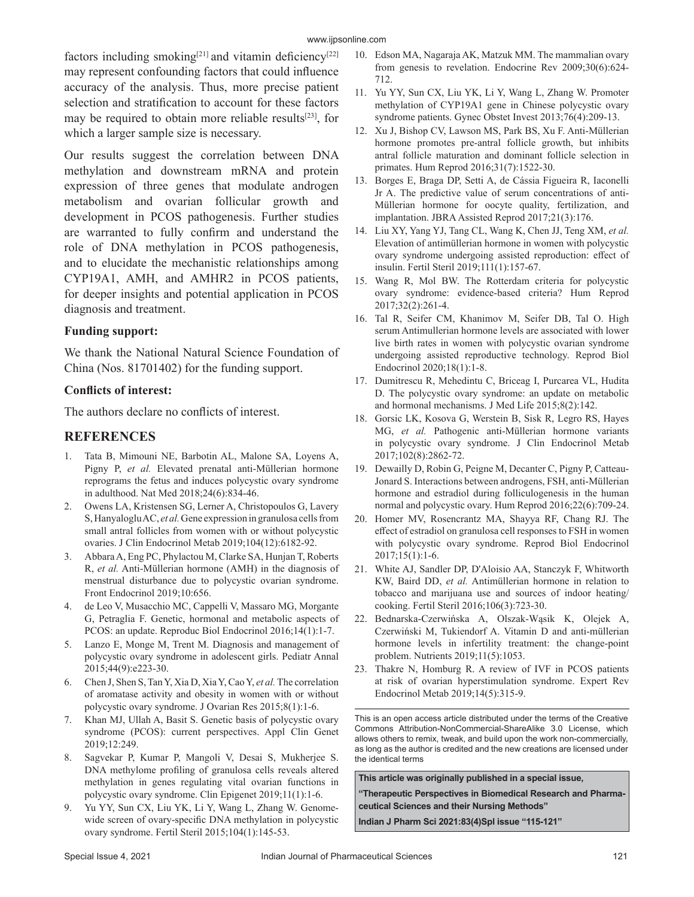factors including smoking[21] and vitamin deficiency[22] may represent confounding factors that could influence accuracy of the analysis. Thus, more precise patient selection and stratification to account for these factors may be required to obtain more reliable results[23], for which a larger sample size is necessary.

Our results suggest the correlation between DNA methylation and downstream mRNA and protein expression of three genes that modulate androgen metabolism and ovarian follicular growth and development in PCOS pathogenesis. Further studies are warranted to fully confirm and understand the role of DNA methylation in PCOS pathogenesis, and to elucidate the mechanistic relationships among CYP19A1, AMH, and AMHR2 in PCOS patients, for deeper insights and potential application in PCOS diagnosis and treatment.

### Funding support:

We thank the National Natural Science Foundation of China (Nos. 81701402) for the funding support.

### Conflicts of interest:

The authors declare no conflicts of interest.

## REFERENCES

1. Tata B, Mimouni NE, Barbotin AL, Malone SA, Loyens A, Pigny P, *et al.* Elevated prenatal anti-Müllerian hormone reprograms the fetus and induces polycystic ovary syndrome in adulthood. Nat Med 2018;24(6):834-46.
2. Owens LA, Kristensen SG, Lerner A, Christopoulos G, Lavery S, Hanyaloglu AC, *et al.* Gene expression in granulosa cells from small antral follicles from women with or without polycystic ovaries. J Clin Endocrinol Metab 2019;104(12):6182-92.
3. Abbara A, Eng PC, Phylactou M, Clarke SA, Hunjan T, Roberts R, *et al.* Anti-Müllerian hormone (AMH) in the diagnosis of menstrual disturbance due to polycystic ovarian syndrome. Front Endocrinol 2019;10:656.
4. de Leo V, Musacchio MC, Cappelli V, Massaro MG, Morgante G, Petraglia F. Genetic, hormonal and metabolic aspects of PCOS: an update. Reproduc Biol Endocrinol 2016;14(1):1-7.
5. Lanzo E, Monge M, Trent M. Diagnosis and management of polycystic ovary syndrome in adolescent girls. Pediatr Annal 2015;44(9):e223-30.
6. Chen J, Shen S, Tan Y, Xia D, Xia Y, Cao Y, *et al.* The correlation of aromatase activity and obesity in women with or without polycystic ovary syndrome. J Ovarian Res 2015;8(1):1-6.
7. Khan MJ, Ullah A, Basit S. Genetic basis of polycystic ovary syndrome (PCOS): current perspectives. Appl Clin Genet 2019;12:249.
8. Sagvekar P, Kumar P, Mangoli V, Desai S, Mukherjee S. DNA methylome profiling of granulosa cells reveals altered methylation in genes regulating vital ovarian functions in polycystic ovary syndrome. Clin Epigenet 2019;11(1):1-6.
9. Yu YY, Sun CX, Liu YK, Li Y, Wang L, Zhang W. Genome-wide screen of ovary-specific DNA methylation in polycystic ovary syndrome. Fertil Steril 2015;104(1):145-53.
10. Edson MA, Nagaraja AK, Matzuk MM. The mammalian ovary from genesis to revelation. Endocrine Rev 2009;30(6):624-712.
11. Yu YY, Sun CX, Liu YK, Li Y, Wang L, Zhang W. Promoter methylation of CYP19A1 gene in Chinese polycystic ovary syndrome patients. Gynec Obstet Invest 2013;76(4):209-13.
12. Xu J, Bishop CV, Lawson MS, Park BS, Xu F. Anti-Müllerian hormone promotes pre-antral follicle growth, but inhibits antral follicle maturation and dominant follicle selection in primates. Hum Reprod 2016;31(7):1522-30.
13. Borges E, Braga DP, Setti A, de Cássia Figueira R, Iaconelli Jr A. The predictive value of serum concentrations of anti-Müllerian hormone for oocyte quality, fertilization, and implantation. JBRA Assisted Reprod 2017;21(3):176.
14. Liu XY, Yang YJ, Tang CL, Wang K, Chen JJ, Teng XM, *et al.* Elevation of antimüllerian hormone in women with polycystic ovary syndrome undergoing assisted reproduction: effect of insulin. Fertil Steril 2019;111(1):157-67.
15. Wang R, Mol BW. The Rotterdam criteria for polycystic ovary syndrome: evidence-based criteria? Hum Reprod 2017;32(2):261-4.
16. Tal R, Seifer CM, Khanimov M, Seifer DB, Tal O. High serum Antimullerian hormone levels are associated with lower live birth rates in women with polycystic ovarian syndrome undergoing assisted reproductive technology. Reprod Biol Endocrinol 2020;18(1):1-8.
17. Dumitrescu R, Mehedintu C, Briceag I, Purcarea VL, Hudita D. The polycystic ovary syndrome: an update on metabolic and hormonal mechanisms. J Med Life 2015;8(2):142.
18. Gorsic LK, Kosova G, Werstein B, Sisk R, Legro RS, Hayes MG, *et al.* Pathogenic anti-Müllerian hormone variants in polycystic ovary syndrome. J Clin Endocrinol Metab 2017;102(8):2862-72.
19. Dewailly D, Robin G, Peigne M, Decanter C, Pigny P, Catteau-Jonard S. Interactions between androgens, FSH, anti-Müllerian hormone and estradiol during folliculogenesis in the human normal and polycystic ovary. Hum Reprod 2016;22(6):709-24.
20. Homer MV, Rosencrantz MA, Shayya RF, Chang RJ. The effect of estradiol on granulosa cell responses to FSH in women with polycystic ovary syndrome. Reprod Biol Endocrinol 2017;15(1):1-6.
21. White AJ, Sandler DP, D'Aloisio AA, Stanczyk F, Whitworth KW, Baird DD, *et al.* Antimüllerian hormone in relation to tobacco and marijuana use and sources of indoor heating/cooking. Fertil Steril 2016;106(3):723-30.
22. Bednarska-Czerwińska A, Olszak-Wąsik K, Olejek A, Czerwiński M, Tukiendorf A. Vitamin D and anti-müllerian hormone levels in infertility treatment: the change-point problem. Nutrients 2019;11(5):1053.
23. Thakre N, Homburg R. A review of IVF in PCOS patients at risk of ovarian hyperstimulation syndrome. Expert Rev Endocrinol Metab 2019;14(5):315-9.

This is an open access article distributed under the terms of the Creative Commons Attribution-NonCommercial-ShareAlike 3.0 License, which allows others to remix, tweak, and build upon the work non-commercially, as long as the author is credited and the new creations are licensed under the identical terms

**This article was originally published in a special issue, "Therapeutic Perspectives in Biomedical Research and Pharmaceutical Sciences and their Nursing Methods"**

**Indian J Pharm Sci 2021:83(4)Spl issue "115-121"**